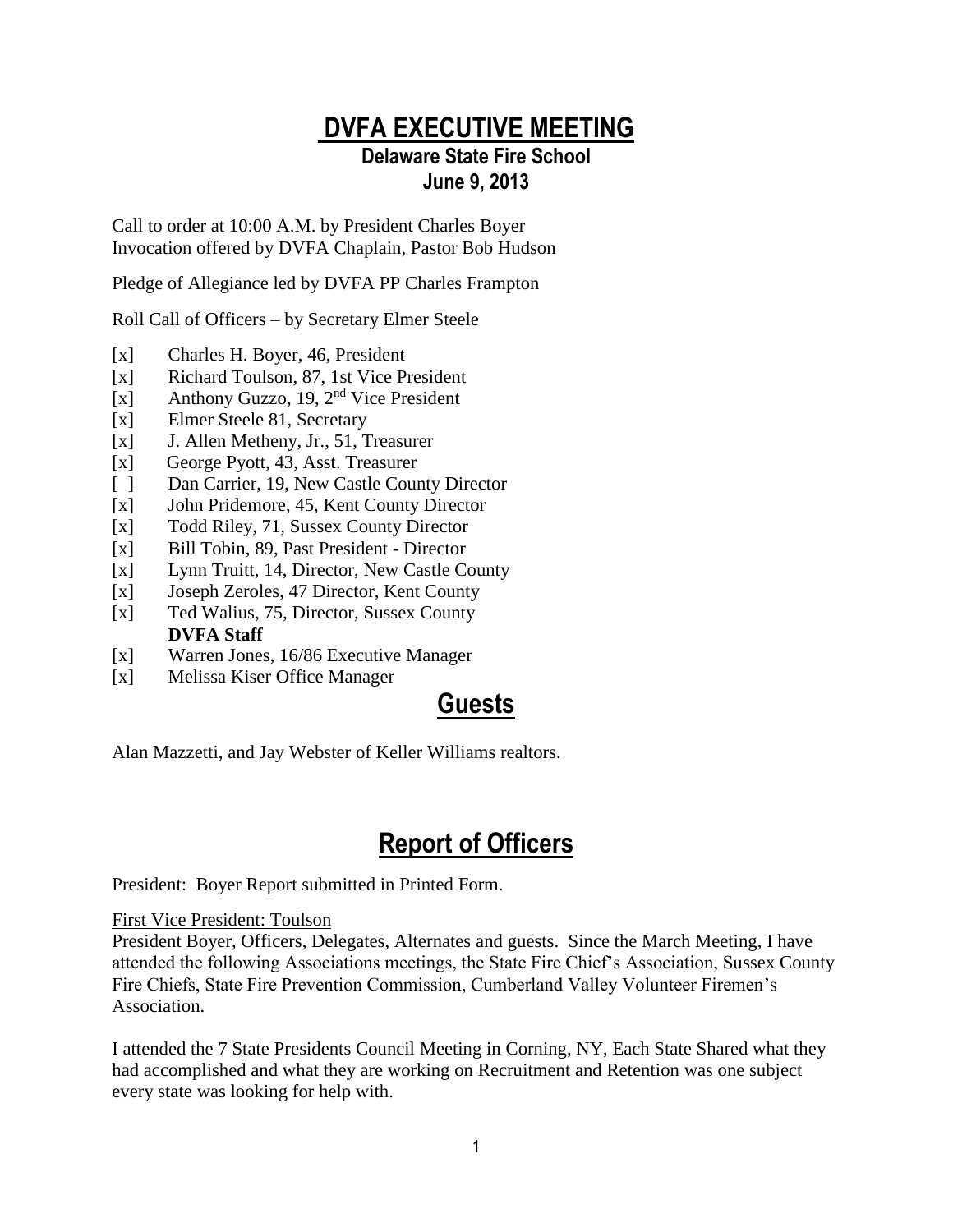# DVFA EXECUTIVE MEETING

## Delaware State Fire School

## June 9, 2013

Call to order at 10:00 A.M. by President Charles Boyer
Invocation offered by DVFA Chaplain, Pastor Bob Hudson

Pledge of Allegiance led by DVFA PP Charles Frampton

Roll Call of Officers – by Secretary Elmer Steele

- [x] Charles H. Boyer, 46, President
- [x] Richard Toulson, 87, 1st Vice President
- [x] Anthony Guzzo, 19, 2nd Vice President
- [x] Elmer Steele 81, Secretary
- [x] J. Allen Metheny, Jr., 51, Treasurer
- [x] George Pyott, 43, Asst. Treasurer
- [ ] Dan Carrier, 19, New Castle County Director
- [x] John Pridemore, 45, Kent County Director
- [x] Todd Riley, 71, Sussex County Director
- [x] Bill Tobin, 89, Past President - Director
- [x] Lynn Truitt, 14, Director, New Castle County
- [x] Joseph Zeroles, 47 Director, Kent County
- [x] Ted Walius, 75, Director, Sussex County

**DVFA Staff**

- [x] Warren Jones, 16/86 Executive Manager
- [x] Melissa Kiser Office Manager

## Guests

Alan Mazzetti, and Jay Webster of Keller Williams realtors.

## Report of Officers

President: Boyer Report submitted in Printed Form.

First Vice President: Toulson

President Boyer, Officers, Delegates, Alternates and guests. Since the March Meeting, I have attended the following Associations meetings, the State Fire Chief's Association, Sussex County Fire Chiefs, State Fire Prevention Commission, Cumberland Valley Volunteer Firemen's Association.

I attended the 7 State Presidents Council Meeting in Corning, NY, Each State Shared what they had accomplished and what they are working on Recruitment and Retention was one subject every state was looking for help with.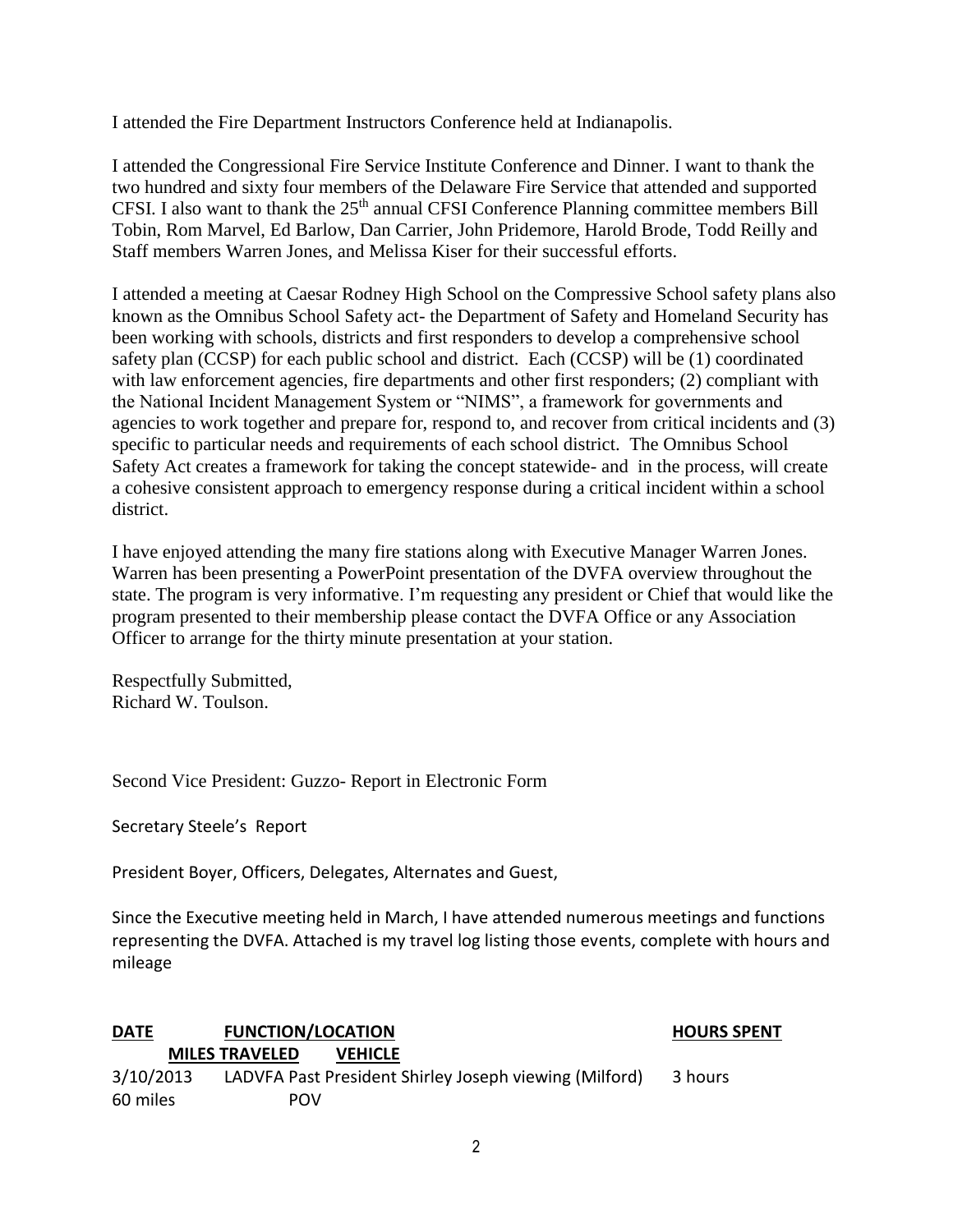I attended the Fire Department Instructors Conference held at Indianapolis.

I attended the Congressional Fire Service Institute Conference and Dinner. I want to thank the two hundred and sixty four members of the Delaware Fire Service that attended and supported CFSI. I also want to thank the 25th annual CFSI Conference Planning committee members Bill Tobin, Rom Marvel, Ed Barlow, Dan Carrier, John Pridemore, Harold Brode, Todd Reilly and Staff members Warren Jones, and Melissa Kiser for their successful efforts.

I attended a meeting at Caesar Rodney High School on the Compressive School safety plans also known as the Omnibus School Safety act- the Department of Safety and Homeland Security has been working with schools, districts and first responders to develop a comprehensive school safety plan (CCSP) for each public school and district. Each (CCSP) will be (1) coordinated with law enforcement agencies, fire departments and other first responders; (2) compliant with the National Incident Management System or "NIMS", a framework for governments and agencies to work together and prepare for, respond to, and recover from critical incidents and (3) specific to particular needs and requirements of each school district. The Omnibus School Safety Act creates a framework for taking the concept statewide- and in the process, will create a cohesive consistent approach to emergency response during a critical incident within a school district.

I have enjoyed attending the many fire stations along with Executive Manager Warren Jones. Warren has been presenting a PowerPoint presentation of the DVFA overview throughout the state. The program is very informative. I'm requesting any president or Chief that would like the program presented to their membership please contact the DVFA Office or any Association Officer to arrange for the thirty minute presentation at your station.

Respectfully Submitted,
Richard W. Toulson.

Second Vice President: Guzzo- Report in Electronic Form

Secretary Steele's Report

President Boyer, Officers, Delegates, Alternates and Guest,

Since the Executive meeting held in March, I have attended numerous meetings and functions representing the DVFA. Attached is my travel log listing those events, complete with hours and mileage

| DATE | FUNCTION/LOCATION | HOURS SPENT | MILES TRAVELED | VEHICLE |
|---|---|---|---|---|
| 3/10/2013 | LADVFA Past President Shirley Joseph viewing (Milford) | 3 hours | 60 miles | POV |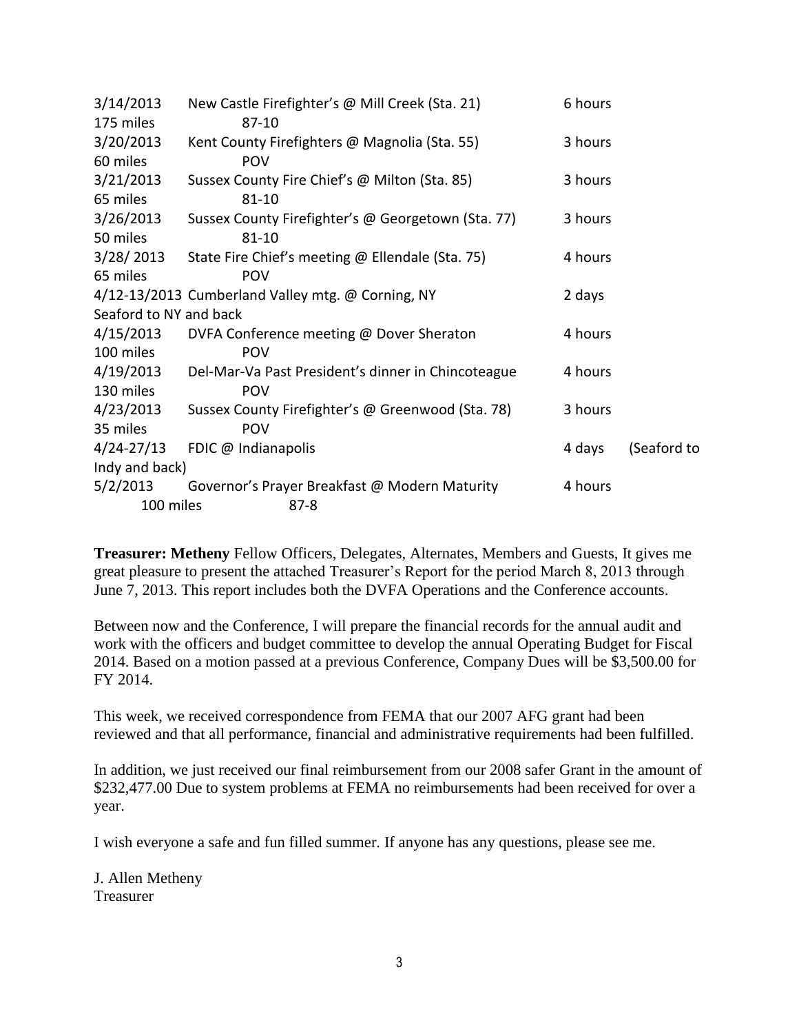3/14/2013 New Castle Firefighter's @ Mill Creek (Sta. 21) 6 hours
175 miles 87-10

3/20/2013 Kent County Firefighters @ Magnolia (Sta. 55) 3 hours
60 miles POV

3/21/2013 Sussex County Fire Chief's @ Milton (Sta. 85) 3 hours
65 miles 81-10

3/26/2013 Sussex County Firefighter's @ Georgetown (Sta. 77) 3 hours
50 miles 81-10

3/28/ 2013 State Fire Chief's meeting @ Ellendale (Sta. 75) 4 hours
65 miles POV

4/12-13/2013 Cumberland Valley mtg. @ Corning, NY 2 days
Seaford to NY and back

4/15/2013 DVFA Conference meeting @ Dover Sheraton 4 hours
100 miles POV

4/19/2013 Del-Mar-Va Past President's dinner in Chincoteague 4 hours
130 miles POV

4/23/2013 Sussex County Firefighter's @ Greenwood (Sta. 78) 3 hours
35 miles POV

4/24-27/13 FDIC @ Indianapolis 4 days (Seaford to Indy and back)

5/2/2013 Governor's Prayer Breakfast @ Modern Maturity 4 hours
100 miles 87-8

**Treasurer: Metheny** Fellow Officers, Delegates, Alternates, Members and Guests, It gives me great pleasure to present the attached Treasurer's Report for the period March 8, 2013 through June 7, 2013. This report includes both the DVFA Operations and the Conference accounts.

Between now and the Conference, I will prepare the financial records for the annual audit and work with the officers and budget committee to develop the annual Operating Budget for Fiscal 2014. Based on a motion passed at a previous Conference, Company Dues will be $3,500.00 for FY 2014.

This week, we received correspondence from FEMA that our 2007 AFG grant had been reviewed and that all performance, financial and administrative requirements had been fulfilled.

In addition, we just received our final reimbursement from our 2008 safer Grant in the amount of $232,477.00 Due to system problems at FEMA no reimbursements had been received for over a year.

I wish everyone a safe and fun filled summer. If anyone has any questions, please see me.

J. Allen Metheny
Treasurer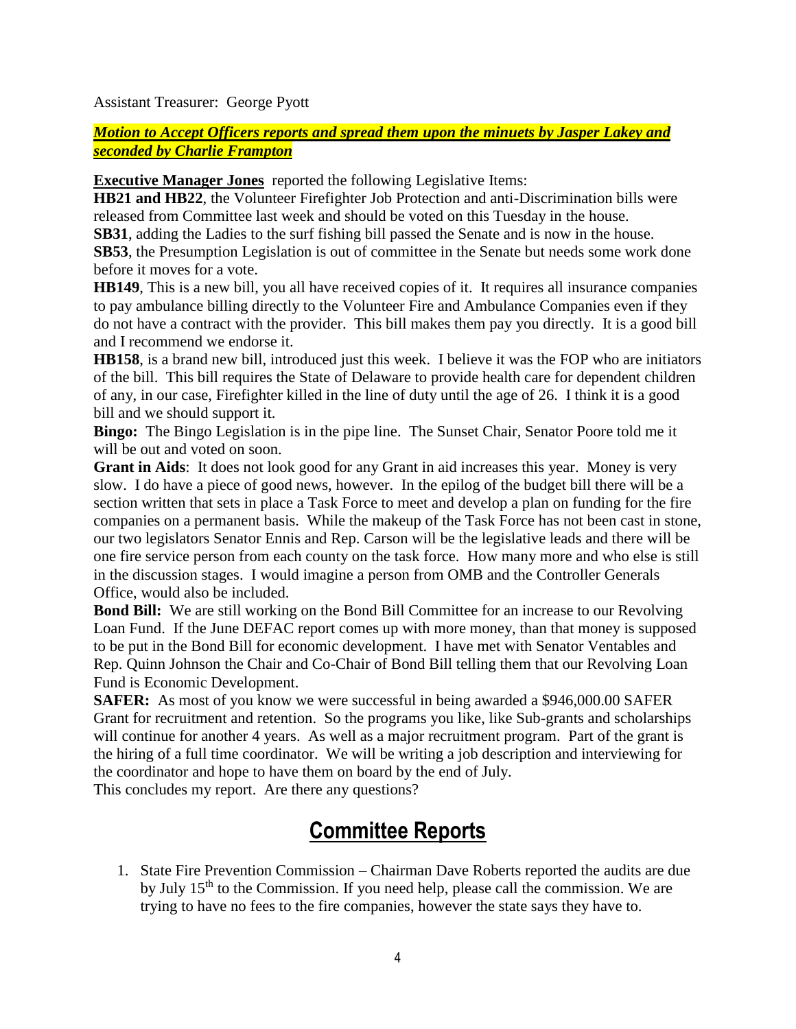Assistant Treasurer: George Pyott

***Motion to Accept Officers reports and spread them upon the minuets by Jasper Lakey and seconded by Charlie Frampton***

**Executive Manager Jones** reported the following Legislative Items:

**HB21 and HB22**, the Volunteer Firefighter Job Protection and anti-Discrimination bills were released from Committee last week and should be voted on this Tuesday in the house.

**SB31**, adding the Ladies to the surf fishing bill passed the Senate and is now in the house.

**SB53**, the Presumption Legislation is out of committee in the Senate but needs some work done before it moves for a vote.

**HB149**, This is a new bill, you all have received copies of it. It requires all insurance companies to pay ambulance billing directly to the Volunteer Fire and Ambulance Companies even if they do not have a contract with the provider. This bill makes them pay you directly. It is a good bill and I recommend we endorse it.

**HB158**, is a brand new bill, introduced just this week. I believe it was the FOP who are initiators of the bill. This bill requires the State of Delaware to provide health care for dependent children of any, in our case, Firefighter killed in the line of duty until the age of 26. I think it is a good bill and we should support it.

**Bingo:** The Bingo Legislation is in the pipe line. The Sunset Chair, Senator Poore told me it will be out and voted on soon.

**Grant in Aids**: It does not look good for any Grant in aid increases this year. Money is very slow. I do have a piece of good news, however. In the epilog of the budget bill there will be a section written that sets in place a Task Force to meet and develop a plan on funding for the fire companies on a permanent basis. While the makeup of the Task Force has not been cast in stone, our two legislators Senator Ennis and Rep. Carson will be the legislative leads and there will be one fire service person from each county on the task force. How many more and who else is still in the discussion stages. I would imagine a person from OMB and the Controller Generals Office, would also be included.

**Bond Bill:** We are still working on the Bond Bill Committee for an increase to our Revolving Loan Fund. If the June DEFAC report comes up with more money, than that money is supposed to be put in the Bond Bill for economic development. I have met with Senator Ventables and Rep. Quinn Johnson the Chair and Co-Chair of Bond Bill telling them that our Revolving Loan Fund is Economic Development.

**SAFER:** As most of you know we were successful in being awarded a $946,000.00 SAFER Grant for recruitment and retention. So the programs you like, like Sub-grants and scholarships will continue for another 4 years. As well as a major recruitment program. Part of the grant is the hiring of a full time coordinator. We will be writing a job description and interviewing for the coordinator and hope to have them on board by the end of July.

This concludes my report. Are there any questions?

# Committee Reports

1. State Fire Prevention Commission – Chairman Dave Roberts reported the audits are due by July 15th to the Commission. If you need help, please call the commission. We are trying to have no fees to the fire companies, however the state says they have to.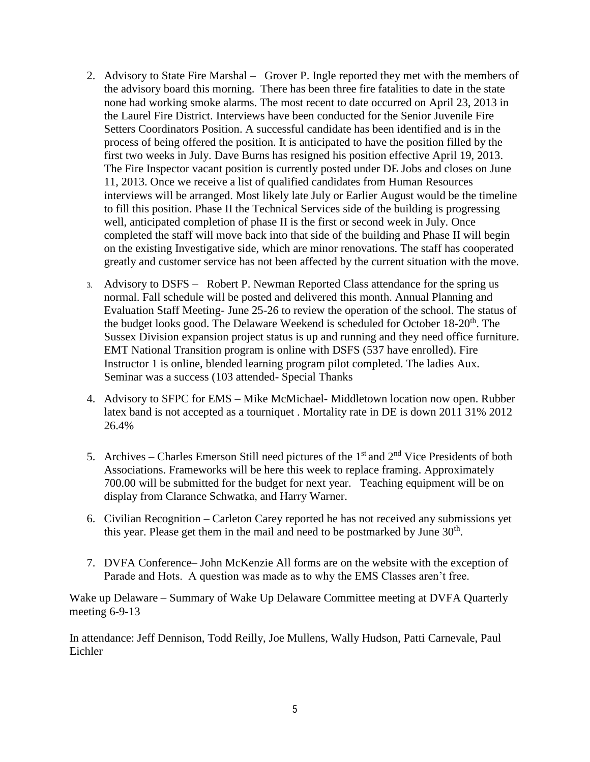2. Advisory to State Fire Marshal – Grover P. Ingle reported they met with the members of the advisory board this morning. There has been three fire fatalities to date in the state none had working smoke alarms. The most recent to date occurred on April 23, 2013 in the Laurel Fire District. Interviews have been conducted for the Senior Juvenile Fire Setters Coordinators Position. A successful candidate has been identified and is in the process of being offered the position. It is anticipated to have the position filled by the first two weeks in July. Dave Burns has resigned his position effective April 19, 2013. The Fire Inspector vacant position is currently posted under DE Jobs and closes on June 11, 2013. Once we receive a list of qualified candidates from Human Resources interviews will be arranged. Most likely late July or Earlier August would be the timeline to fill this position. Phase II the Technical Services side of the building is progressing well, anticipated completion of phase II is the first or second week in July. Once completed the staff will move back into that side of the building and Phase II will begin on the existing Investigative side, which are minor renovations. The staff has cooperated greatly and customer service has not been affected by the current situation with the move.

3. Advisory to DSFS – Robert P. Newman Reported Class attendance for the spring us normal. Fall schedule will be posted and delivered this month. Annual Planning and Evaluation Staff Meeting- June 25-26 to review the operation of the school. The status of the budget looks good. The Delaware Weekend is scheduled for October 18-20th. The Sussex Division expansion project status is up and running and they need office furniture. EMT National Transition program is online with DSFS (537 have enrolled). Fire Instructor 1 is online, blended learning program pilot completed. The ladies Aux. Seminar was a success (103 attended- Special Thanks

4. Advisory to SFPC for EMS – Mike McMichael- Middletown location now open. Rubber latex band is not accepted as a tourniquet . Mortality rate in DE is down 2011 31% 2012 26.4%

5. Archives – Charles Emerson Still need pictures of the 1st and 2nd Vice Presidents of both Associations. Frameworks will be here this week to replace framing. Approximately 700.00 will be submitted for the budget for next year. Teaching equipment will be on display from Clarance Schwatka, and Harry Warner.

6. Civilian Recognition – Carleton Carey reported he has not received any submissions yet this year. Please get them in the mail and need to be postmarked by June 30th.

7. DVFA Conference– John McKenzie All forms are on the website with the exception of Parade and Hots. A question was made as to why the EMS Classes aren't free.

Wake up Delaware – Summary of Wake Up Delaware Committee meeting at DVFA Quarterly meeting 6-9-13

In attendance: Jeff Dennison, Todd Reilly, Joe Mullens, Wally Hudson, Patti Carnevale, Paul Eichler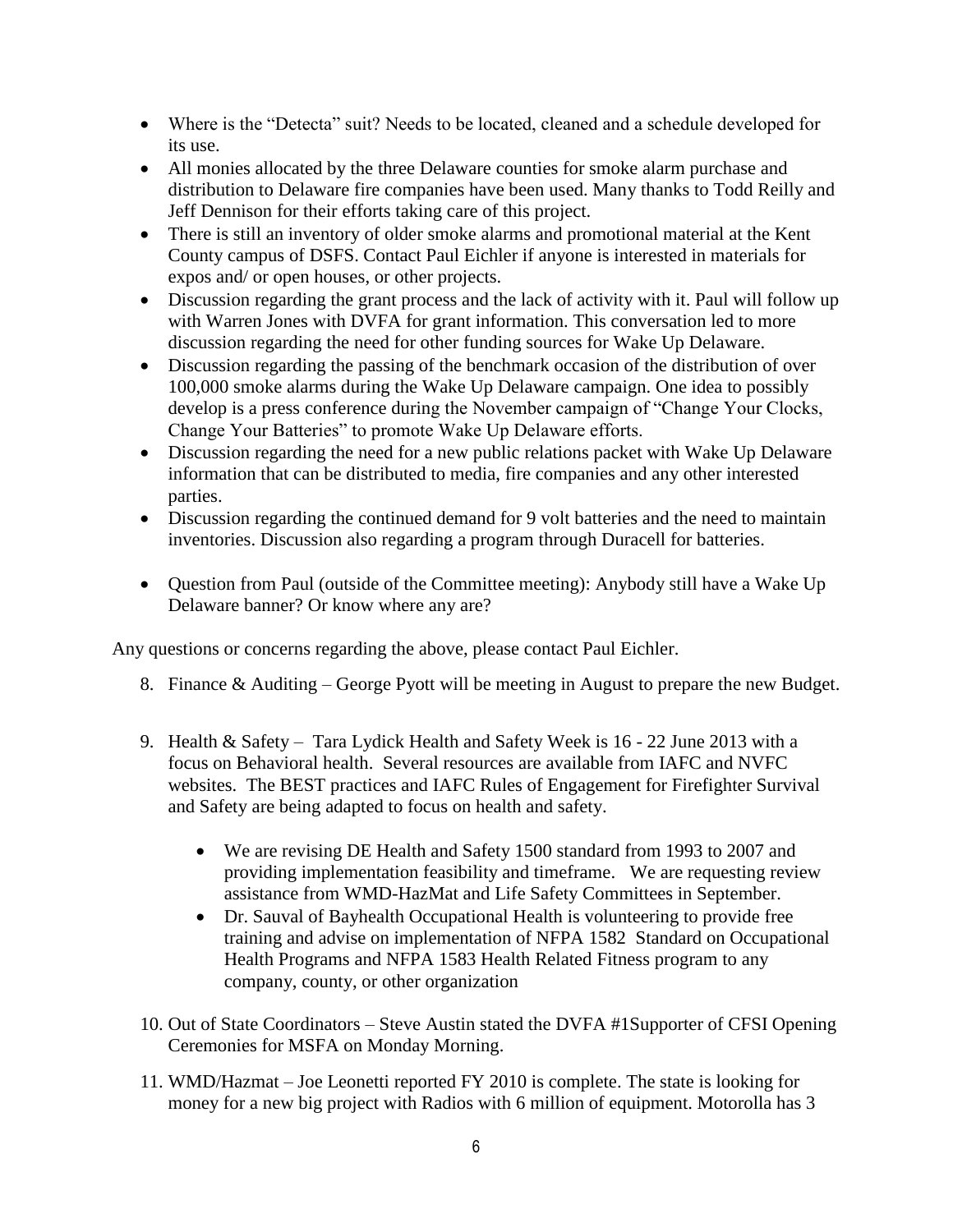- Where is the "Detecta" suit? Needs to be located, cleaned and a schedule developed for its use.
- All monies allocated by the three Delaware counties for smoke alarm purchase and distribution to Delaware fire companies have been used. Many thanks to Todd Reilly and Jeff Dennison for their efforts taking care of this project.
- There is still an inventory of older smoke alarms and promotional material at the Kent County campus of DSFS. Contact Paul Eichler if anyone is interested in materials for expos and/ or open houses, or other projects.
- Discussion regarding the grant process and the lack of activity with it. Paul will follow up with Warren Jones with DVFA for grant information. This conversation led to more discussion regarding the need for other funding sources for Wake Up Delaware.
- Discussion regarding the passing of the benchmark occasion of the distribution of over 100,000 smoke alarms during the Wake Up Delaware campaign. One idea to possibly develop is a press conference during the November campaign of "Change Your Clocks, Change Your Batteries" to promote Wake Up Delaware efforts.
- Discussion regarding the need for a new public relations packet with Wake Up Delaware information that can be distributed to media, fire companies and any other interested parties.
- Discussion regarding the continued demand for 9 volt batteries and the need to maintain inventories. Discussion also regarding a program through Duracell for batteries.

- Question from Paul (outside of the Committee meeting): Anybody still have a Wake Up Delaware banner? Or know where any are?

Any questions or concerns regarding the above, please contact Paul Eichler.

8. Finance & Auditing – George Pyott will be meeting in August to prepare the new Budget.

9. Health & Safety – Tara Lydick Health and Safety Week is 16 - 22 June 2013 with a focus on Behavioral health. Several resources are available from IAFC and NVFC websites. The BEST practices and IAFC Rules of Engagement for Firefighter Survival and Safety are being adapted to focus on health and safety.

   - We are revising DE Health and Safety 1500 standard from 1993 to 2007 and providing implementation feasibility and timeframe. We are requesting review assistance from WMD-HazMat and Life Safety Committees in September.
   - Dr. Sauval of Bayhealth Occupational Health is volunteering to provide free training and advise on implementation of NFPA 1582 Standard on Occupational Health Programs and NFPA 1583 Health Related Fitness program to any company, county, or other organization

10. Out of State Coordinators – Steve Austin stated the DVFA #1Supporter of CFSI Opening Ceremonies for MSFA on Monday Morning.

11. WMD/Hazmat – Joe Leonetti reported FY 2010 is complete. The state is looking for money for a new big project with Radios with 6 million of equipment. Motorolla has 3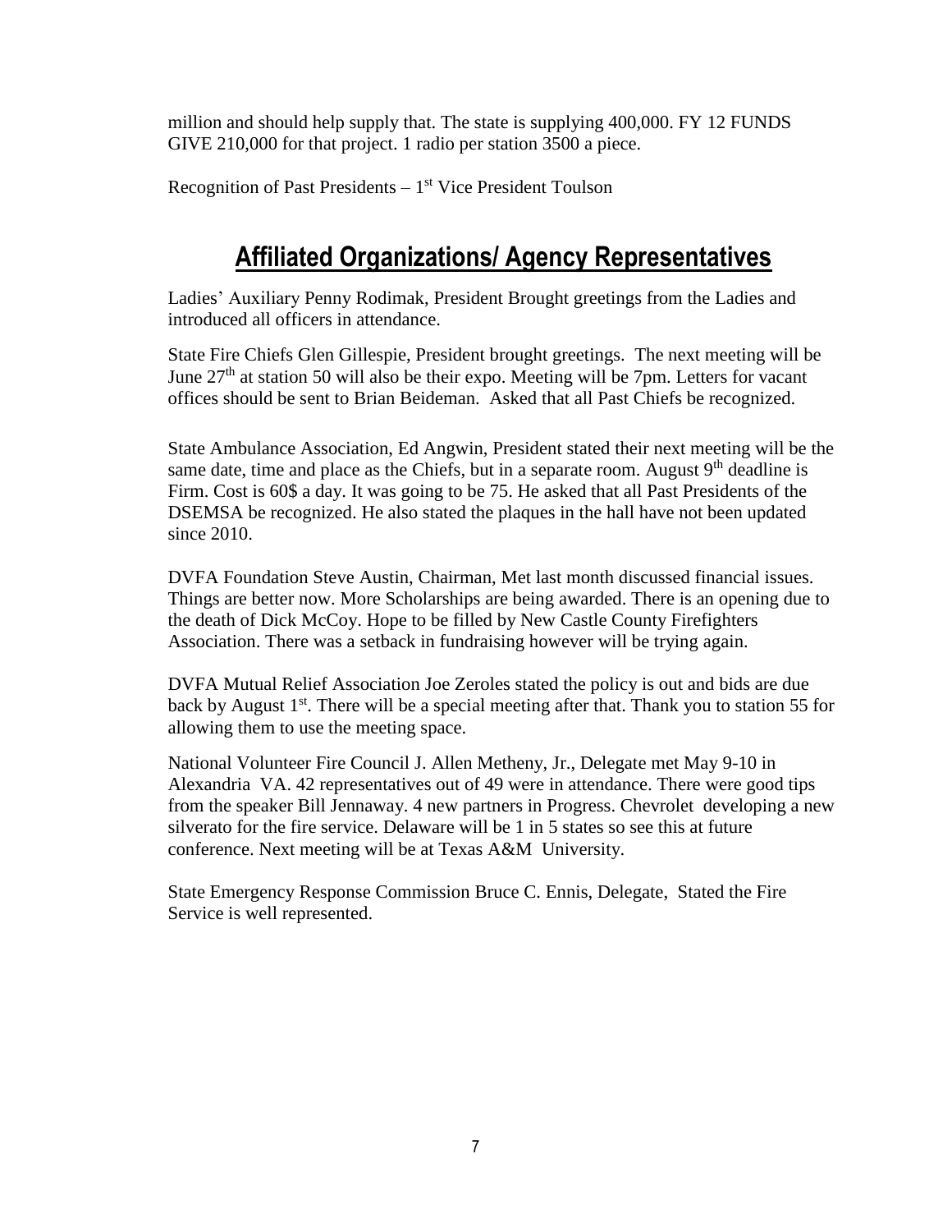million and should help supply that. The state is supplying 400,000. FY 12 FUNDS GIVE 210,000 for that project. 1 radio per station 3500 a piece.

Recognition of Past Presidents – 1st Vice President Toulson

## Affiliated Organizations/ Agency Representatives

Ladies' Auxiliary Penny Rodimak, President Brought greetings from the Ladies and introduced all officers in attendance.

State Fire Chiefs Glen Gillespie, President brought greetings. The next meeting will be June 27th at station 50 will also be their expo. Meeting will be 7pm. Letters for vacant offices should be sent to Brian Beideman. Asked that all Past Chiefs be recognized.

State Ambulance Association, Ed Angwin, President stated their next meeting will be the same date, time and place as the Chiefs, but in a separate room. August 9th deadline is Firm. Cost is 60$ a day. It was going to be 75. He asked that all Past Presidents of the DSEMSA be recognized. He also stated the plaques in the hall have not been updated since 2010.

DVFA Foundation Steve Austin, Chairman, Met last month discussed financial issues. Things are better now. More Scholarships are being awarded. There is an opening due to the death of Dick McCoy. Hope to be filled by New Castle County Firefighters Association. There was a setback in fundraising however will be trying again.

DVFA Mutual Relief Association Joe Zeroles stated the policy is out and bids are due back by August 1st. There will be a special meeting after that. Thank you to station 55 for allowing them to use the meeting space.

National Volunteer Fire Council J. Allen Metheny, Jr., Delegate met May 9-10 in Alexandria VA. 42 representatives out of 49 were in attendance. There were good tips from the speaker Bill Jennaway. 4 new partners in Progress. Chevrolet developing a new silverato for the fire service. Delaware will be 1 in 5 states so see this at future conference. Next meeting will be at Texas A&M University.

State Emergency Response Commission Bruce C. Ennis, Delegate, Stated the Fire Service is well represented.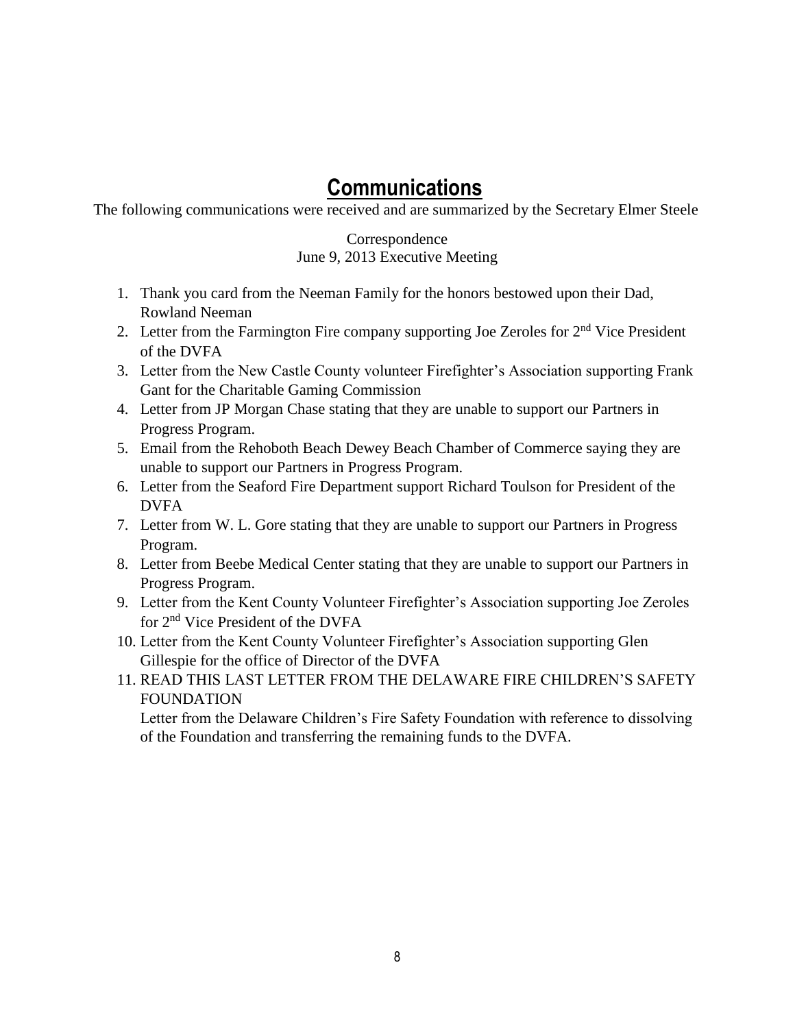# Communications

The following communications were received and are summarized by the Secretary Elmer Steele

Correspondence
June 9, 2013 Executive Meeting

1. Thank you card from the Neeman Family for the honors bestowed upon their Dad, Rowland Neeman
2. Letter from the Farmington Fire company supporting Joe Zeroles for 2nd Vice President of the DVFA
3. Letter from the New Castle County volunteer Firefighter's Association supporting Frank Gant for the Charitable Gaming Commission
4. Letter from JP Morgan Chase stating that they are unable to support our Partners in Progress Program.
5. Email from the Rehoboth Beach Dewey Beach Chamber of Commerce saying they are unable to support our Partners in Progress Program.
6. Letter from the Seaford Fire Department support Richard Toulson for President of the DVFA
7. Letter from W. L. Gore stating that they are unable to support our Partners in Progress Program.
8. Letter from Beebe Medical Center stating that they are unable to support our Partners in Progress Program.
9. Letter from the Kent County Volunteer Firefighter's Association supporting Joe Zeroles for 2nd Vice President of the DVFA
10. Letter from the Kent County Volunteer Firefighter's Association supporting Glen Gillespie for the office of Director of the DVFA
11. READ THIS LAST LETTER FROM THE DELAWARE FIRE CHILDREN'S SAFETY FOUNDATION
    Letter from the Delaware Children's Fire Safety Foundation with reference to dissolving of the Foundation and transferring the remaining funds to the DVFA.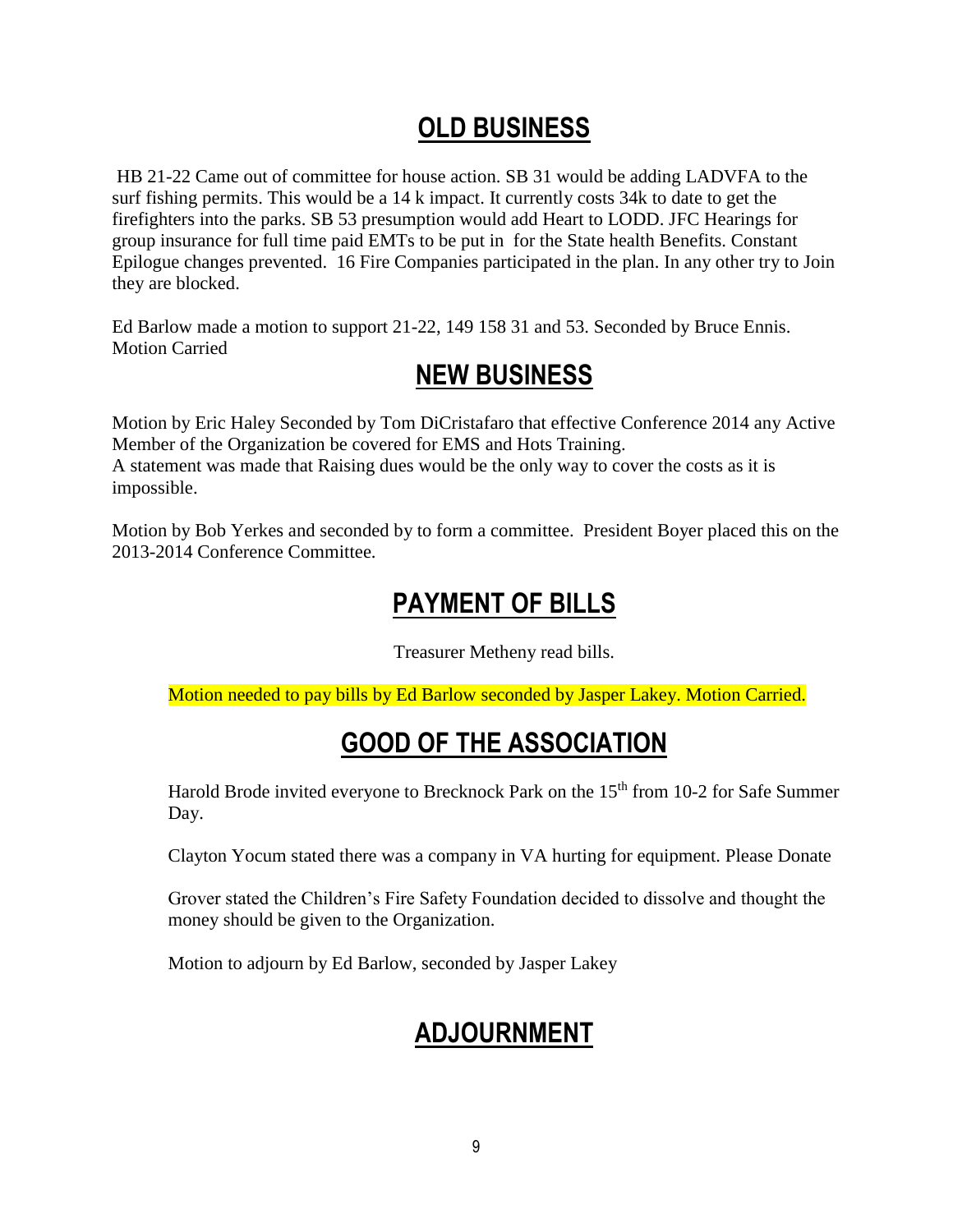## OLD BUSINESS

HB 21-22 Came out of committee for house action. SB 31 would be adding LADVFA to the surf fishing permits. This would be a 14 k impact. It currently costs 34k to date to get the firefighters into the parks. SB 53 presumption would add Heart to LODD. JFC Hearings for group insurance for full time paid EMTs to be put in for the State health Benefits. Constant Epilogue changes prevented. 16 Fire Companies participated in the plan. In any other try to Join they are blocked.

Ed Barlow made a motion to support 21-22, 149 158 31 and 53. Seconded by Bruce Ennis. Motion Carried

## NEW BUSINESS

Motion by Eric Haley Seconded by Tom DiCristafaro that effective Conference 2014 any Active Member of the Organization be covered for EMS and Hots Training.
A statement was made that Raising dues would be the only way to cover the costs as it is impossible.

Motion by Bob Yerkes and seconded by to form a committee. President Boyer placed this on the 2013-2014 Conference Committee.

## PAYMENT OF BILLS

Treasurer Metheny read bills.

Motion needed to pay bills by Ed Barlow seconded by Jasper Lakey. Motion Carried.

## GOOD OF THE ASSOCIATION

Harold Brode invited everyone to Brecknock Park on the 15th from 10-2 for Safe Summer Day.

Clayton Yocum stated there was a company in VA hurting for equipment. Please Donate

Grover stated the Children's Fire Safety Foundation decided to dissolve and thought the money should be given to the Organization.

Motion to adjourn by Ed Barlow, seconded by Jasper Lakey

## ADJOURNMENT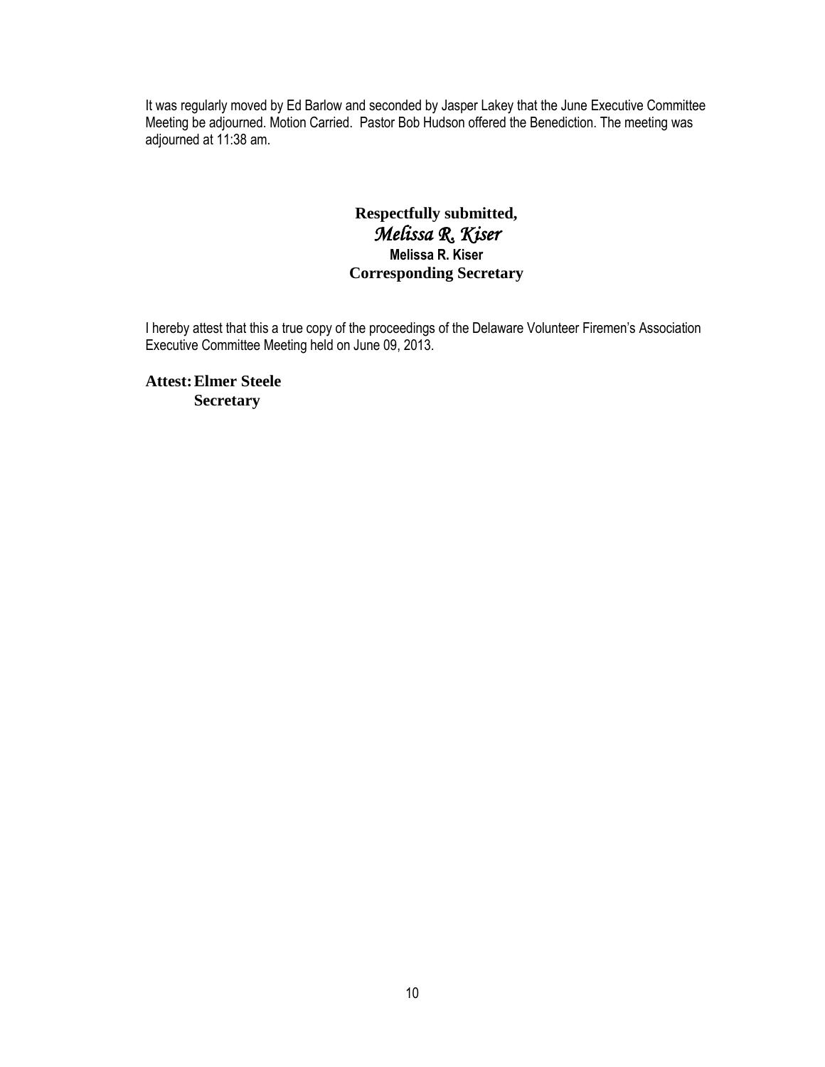It was regularly moved by Ed Barlow and seconded by Jasper Lakey that the June Executive Committee Meeting be adjourned. Motion Carried. Pastor Bob Hudson offered the Benediction. The meeting was adjourned at 11:38 am.

**Respectfully submitted,**
*Melissa R. Kiser*
**Melissa R. Kiser**
**Corresponding Secretary**

I hereby attest that this a true copy of the proceedings of the Delaware Volunteer Firemen's Association Executive Committee Meeting held on June 09, 2013.

**Attest: Elmer Steele**
**Secretary**